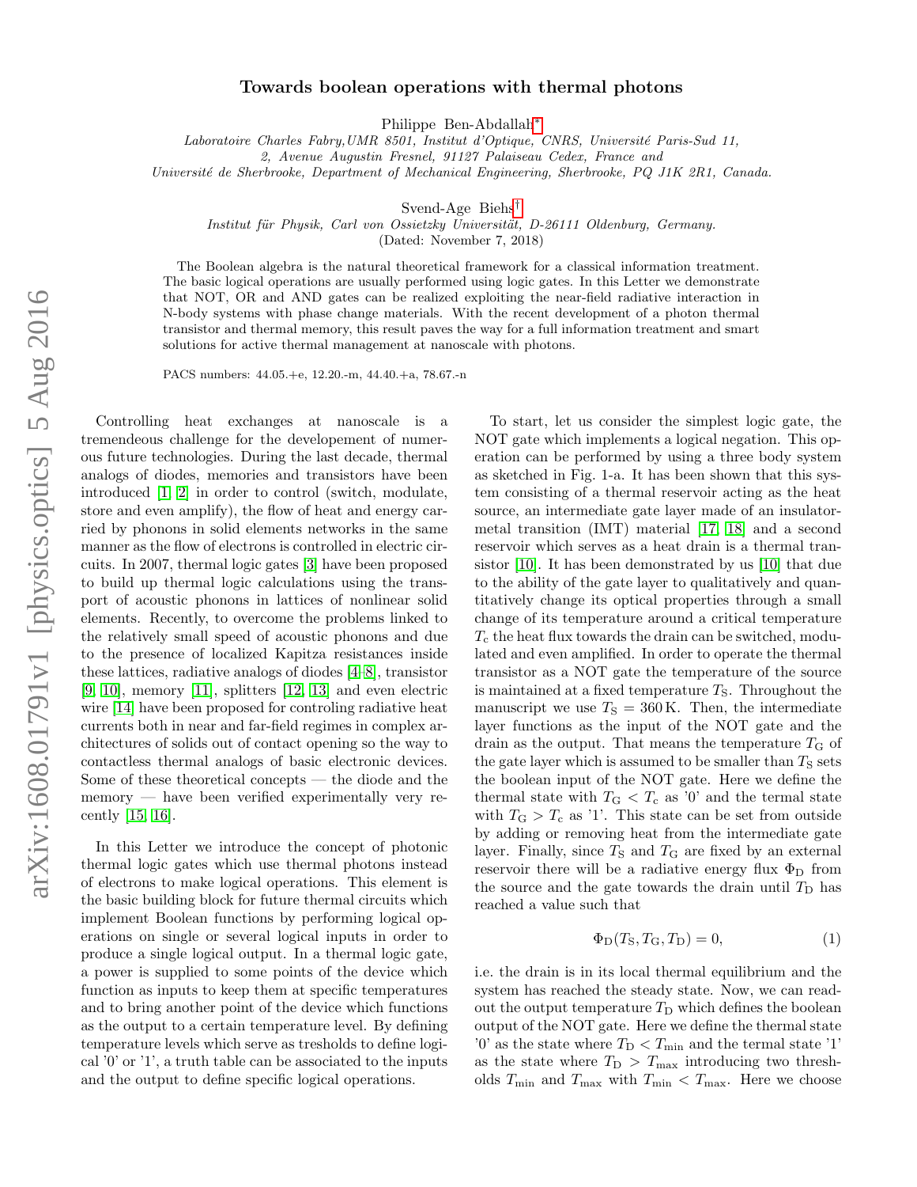# Towards boolean operations with thermal photons

Philippe Ben-Abdallah[*]

*Laboratoire Charles Fabry,UMR 8501, Institut d'Optique, CNRS, Université Paris-Sud 11, 2, Avenue Augustin Fresnel, 91127 Palaiseau Cedex, France and Université de Sherbrooke, Department of Mechanical Engineering, Sherbrooke, PQ J1K 2R1, Canada.*

Svend-Age Biehs[†]

*Institut für Physik, Carl von Ossietzky Universität, D-26111 Oldenburg, Germany.*

(Dated: November 7, 2018)

The Boolean algebra is the natural theoretical framework for a classical information treatment. The basic logical operations are usually performed using logic gates. In this Letter we demonstrate that NOT, OR and AND gates can be realized exploiting the near-field radiative interaction in N-body systems with phase change materials. With the recent development of a photon thermal transistor and thermal memory, this result paves the way for a full information treatment and smart solutions for active thermal management at nanoscale with photons.

PACS numbers: 44.05.+e, 12.20.-m, 44.40.+a, 78.67.-n

Controlling heat exchanges at nanoscale is a tremendeous challenge for the developement of numerous future technologies. During the last decade, thermal analogs of diodes, memories and transistors have been introduced [1, 2] in order to control (switch, modulate, store and even amplify), the flow of heat and energy carried by phonons in solid elements networks in the same manner as the flow of electrons is controlled in electric circuits. In 2007, thermal logic gates [3] have been proposed to build up thermal logic calculations using the transport of acoustic phonons in lattices of nonlinear solid elements. Recently, to overcome the problems linked to the relatively small speed of acoustic phonons and due to the presence of localized Kapitza resistances inside these lattices, radiative analogs of diodes [4–8], transistor [9, 10], memory [11], splitters [12, 13] and even electric wire [14] have been proposed for controling radiative heat currents both in near and far-field regimes in complex architectures of solids out of contact opening so the way to contactless thermal analogs of basic electronic devices. Some of these theoretical concepts — the diode and the memory — have been verified experimentally very recently [15, 16].

In this Letter we introduce the concept of photonic thermal logic gates which use thermal photons instead of electrons to make logical operations. This element is the basic building block for future thermal circuits which implement Boolean functions by performing logical operations on single or several logical inputs in order to produce a single logical output. In a thermal logic gate, a power is supplied to some points of the device which function as inputs to keep them at specific temperatures and to bring another point of the device which functions as the output to a certain temperature level. By defining temperature levels which serve as tresholds to define logical '0' or '1', a truth table can be associated to the inputs and the output to define specific logical operations.

To start, let us consider the simplest logic gate, the NOT gate which implements a logical negation. This operation can be performed by using a three body system as sketched in Fig. 1-a. It has been shown that this system consisting of a thermal reservoir acting as the heat source, an intermediate gate layer made of an insulator-metal transition (IMT) material [17, 18] and a second reservoir which serves as a heat drain is a thermal transistor [10]. It has been demonstrated by us [10] that due to the ability of the gate layer to qualitatively and quantitatively change its optical properties through a small change of its temperature around a critical temperature $T_c$ the heat flux towards the drain can be switched, modulated and even amplified. In order to operate the thermal transistor as a NOT gate the temperature of the source is maintained at a fixed temperature $T_S$. Throughout the manuscript we use $T_S = 360\,$K. Then, the intermediate layer functions as the input of the NOT gate and the drain as the output. That means the temperature $T_G$ of the gate layer which is assumed to be smaller than $T_S$ sets the boolean input of the NOT gate. Here we define the thermal state with $T_G < T_c$ as '0' and the termal state with $T_G > T_c$ as '1'. This state can be set from outside by adding or removing heat from the intermediate gate layer. Finally, since $T_S$ and $T_G$ are fixed by an external reservoir there will be a radiative energy flux $\Phi_D$ from the source and the gate towards the drain until $T_D$ has reached a value such that

$$\Phi_D(T_S, T_G, T_D) = 0, \quad (1)$$

i.e. the drain is in its local thermal equilibrium and the system has reached the steady state. Now, we can read-out the output temperature $T_D$ which defines the boolean output of the NOT gate. Here we define the thermal state '0' as the state where $T_D < T_{min}$ and the termal state '1' as the state where $T_D > T_{max}$ introducing two thresholds $T_{min}$ and $T_{max}$ with $T_{min} < T_{max}$. Here we choose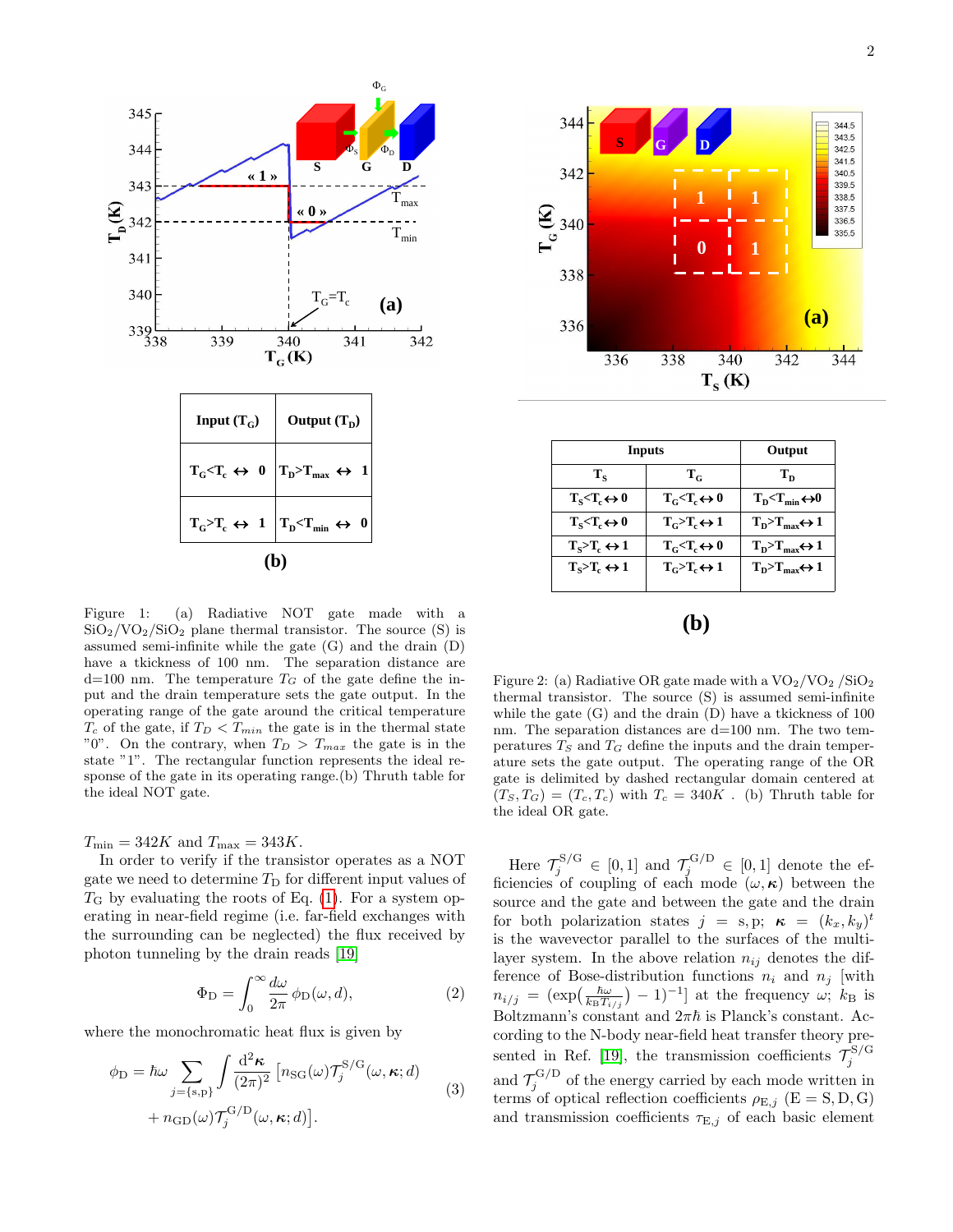| Input ($T_G$) | Output ($T_D$) |
|---|---|
| $T_G<T_c \leftrightarrow$ 0 | $T_D>T_{max} \leftrightarrow$ 1 |
| $T_G>T_c \leftrightarrow$ 1 | $T_D<T_{min} \leftrightarrow$ 0 |

(b)

Figure 1: (a) Radiative NOT gate made with a $SiO_2/VO_2/SiO_2$ plane thermal transistor. The source (S) is assumed semi-infinite while the gate (G) and the drain (D) have a tkickness of 100 nm. The separation distance are d=100 nm. The temperature $T_G$ of the gate define the input and the drain temperature sets the gate output. In the operating range of the gate around the critical temperature $T_c$ of the gate, if $T_D < T_{min}$ the gate is in the thermal state "0". On the contrary, when $T_D > T_{max}$ the gate is in the state "1". The rectangular function represents the ideal response of the gate in its operating range.(b) Thruth table for the ideal NOT gate.

$T_{\rm min} = 342K$ and $T_{\rm max} = 343K$.

In order to verify if the transistor operates as a NOT gate we need to determine $T_{\rm D}$ for different input values of $T_{\rm G}$ by evaluating the roots of Eq. (1). For a system operating in near-field regime (i.e. far-field exchanges with the surrounding can be neglected) the flux received by photon tunneling by the drain reads [19]

$$\Phi_{\rm D} = \int_0^\infty \frac{d\omega}{2\pi}\, \phi_{\rm D}(\omega, d), \tag{2}$$

where the monochromatic heat flux is given by

$$\phi_{\rm D} = \hbar\omega \sum_{j=\{{\rm s,p}\}} \int \frac{{\rm d}^2\boldsymbol{\kappa}}{(2\pi)^2} \big[n_{\rm SG}(\omega)\mathcal{T}_j^{\rm S/G}(\omega,\boldsymbol{\kappa};d) + n_{\rm GD}(\omega)\mathcal{T}_j^{\rm G/D}(\omega,\boldsymbol{\kappa};d)\big]. \tag{3}$$

| Inputs | | Output |
|---|---|---|
| $T_S$ | $T_G$ | $T_D$ |
| $T_S<T_c \leftrightarrow 0$ | $T_G<T_c \leftrightarrow 0$ | $T_D<T_{min} \leftrightarrow 0$ |
| $T_S<T_c \leftrightarrow 0$ | $T_G>T_c \leftrightarrow 1$ | $T_D>T_{max} \leftrightarrow 1$ |
| $T_S>T_c \leftrightarrow 1$ | $T_G<T_c \leftrightarrow 0$ | $T_D>T_{max} \leftrightarrow 1$ |
| $T_S>T_c \leftrightarrow 1$ | $T_G>T_c \leftrightarrow 1$ | $T_D>T_{max} \leftrightarrow 1$ |

(b)

Figure 2: (a) Radiative OR gate made with a $VO_2/VO_2$ /$SiO_2$ thermal transistor. The source (S) is assumed semi-infinite while the gate (G) and the drain (D) have a tkickness of 100 nm. The separation distances are d=100 nm. The two temperatures $T_S$ and $T_G$ define the inputs and the drain temperature sets the gate output. The operating range of the OR gate is delimited by dashed rectangular domain centered at $(T_S, T_G) = (T_c, T_c)$ with $T_c = 340K$ . (b) Thruth table for the ideal OR gate.

Here $\mathcal{T}_j^{\rm S/G} \in [0, 1]$ and $\mathcal{T}_j^{\rm G/D} \in [0, 1]$ denote the efficiencies of coupling of each mode $(\omega, \boldsymbol{\kappa})$ between the source and the gate and between the gate and the drain for both polarization states $j = {\rm s,p}$; $\boldsymbol{\kappa} = (k_x, k_y)^t$ is the wavevector parallel to the surfaces of the multilayer system. In the above relation $n_{ij}$ denotes the difference of Bose-distribution functions $n_i$ and $n_j$ [with $n_{i/j} = (\exp(\frac{\hbar\omega}{k_{\rm B}T_{i/j}}) - 1)^{-1}$] at the frequency $\omega$; $k_{\rm B}$ is Boltzmann's constant and $2\pi\hbar$ is Planck's constant. According to the N-body near-field heat transfer theory presented in Ref. [19], the transmission coefficients $\mathcal{T}_j^{\rm S/G}$ and $\mathcal{T}_j^{\rm G/D}$ of the energy carried by each mode written in terms of optical reflection coefficients $\rho_{{\rm E},j}$ (E = S, D, G) and transmission coefficients $\tau_{{\rm E},j}$ of each basic element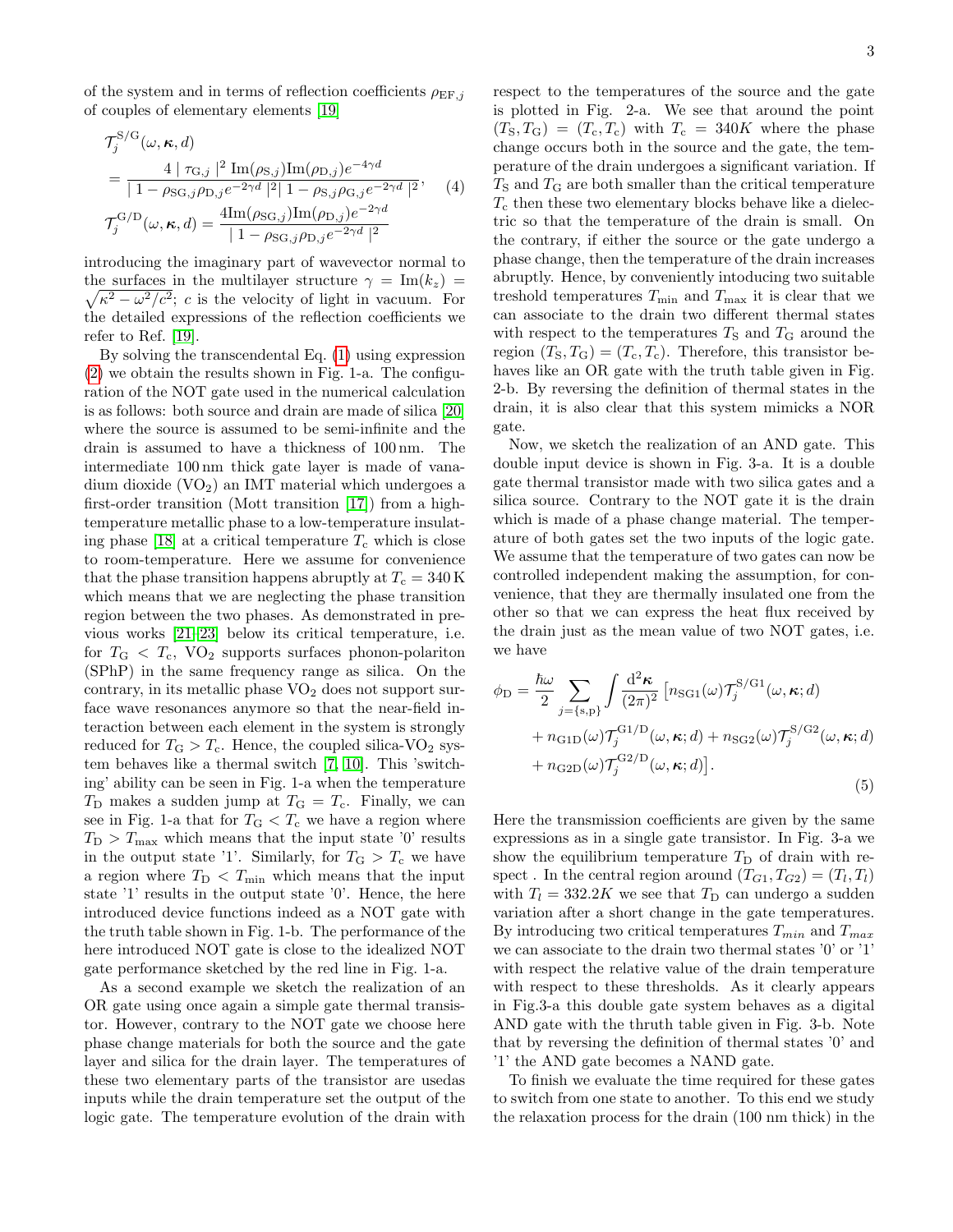of the system and in terms of reflection coefficients $\rho_{\mathrm{EF},j}$ of couples of elementary elements [19]

$$
\begin{aligned}
&\mathcal{T}_j^{\mathrm{S/G}}(\omega,\boldsymbol{\kappa},d) \\
&= \frac{4\mid \tau_{\mathrm{G},j}\mid^2 \mathrm{Im}(\rho_{\mathrm{S},j})\mathrm{Im}(\rho_{\mathrm{D},j})e^{-4\gamma d}}{\mid 1-\rho_{\mathrm{SG},j}\rho_{\mathrm{D},j}e^{-2\gamma d}\mid^2 \mid 1-\rho_{\mathrm{S},j}\rho_{\mathrm{G},j}e^{-2\gamma d}\mid^2}, \quad (4)\\
&\mathcal{T}_j^{\mathrm{G/D}}(\omega,\boldsymbol{\kappa},d) = \frac{4\mathrm{Im}(\rho_{\mathrm{SG},j})\mathrm{Im}(\rho_{\mathrm{D},j})e^{-2\gamma d}}{\mid 1-\rho_{\mathrm{SG},j}\rho_{\mathrm{D},j}e^{-2\gamma d}\mid^2}
\end{aligned}
$$

introducing the imaginary part of wavevector normal to the surfaces in the multilayer structure $\gamma = \mathrm{Im}(k_z) = \sqrt{\kappa^2-\omega^2/c^2}$; $c$ is the velocity of light in vacuum. For the detailed expressions of the reflection coefficients we refer to Ref. [19].

By solving the transcendental Eq. (1) using expression (2) we obtain the results shown in Fig. 1-a. The configuration of the NOT gate used in the numerical calculation is as follows: both source and drain are made of silica [20] where the source is assumed to be semi-infinite and the drain is assumed to have a thickness of 100 nm. The intermediate 100 nm thick gate layer is made of vanadium dioxide ($VO_2$) an IMT material which undergoes a first-order transition (Mott transition [17]) from a high-temperature metallic phase to a low-temperature insulating phase [18] at a critical temperature $T_\mathrm{c}$ which is close to room-temperature. Here we assume for convenience that the phase transition happens abruptly at $T_\mathrm{c} = 340\,\mathrm{K}$ which means that we are neglecting the phase transition region between the two phases. As demonstrated in previous works [21–23] below its critical temperature, i.e. for $T_\mathrm{G} < T_\mathrm{c}$, $VO_2$ supports surfaces phonon-polariton (SPhP) in the same frequency range as silica. On the contrary, in its metallic phase $VO_2$ does not support surface wave resonances anymore so that the near-field interaction between each element in the system is strongly reduced for $T_\mathrm{G} > T_\mathrm{c}$. Hence, the coupled silica-$VO_2$ system behaves like a thermal switch [7, 10]. This 'switching' ability can be seen in Fig. 1-a when the temperature $T_\mathrm{D}$ makes a sudden jump at $T_\mathrm{G} = T_\mathrm{c}$. Finally, we can see in Fig. 1-a that for $T_\mathrm{G} < T_\mathrm{c}$ we have a region where $T_\mathrm{D} > T_\mathrm{max}$ which means that the input state '0' results in the output state '1'. Similarly, for $T_\mathrm{G} > T_\mathrm{c}$ we have a region where $T_\mathrm{D} < T_\mathrm{min}$ which means that the input state '1' results in the output state '0'. Hence, the here introduced device functions indeed as a NOT gate with the truth table shown in Fig. 1-b. The performance of the here introduced NOT gate is close to the idealized NOT gate performance sketched by the red line in Fig. 1-a.

As a second example we sketch the realization of an OR gate using once again a simple gate thermal transistor. However, contrary to the NOT gate we choose here phase change materials for both the source and the gate layer and silica for the drain layer. The temperatures of these two elementary parts of the transistor are usedas inputs while the drain temperature set the output of the logic gate. The temperature evolution of the drain with respect to the temperatures of the source and the gate is plotted in Fig. 2-a. We see that around the point $(T_\mathrm{S}, T_\mathrm{G}) = (T_\mathrm{c}, T_\mathrm{c})$ with $T_\mathrm{c} = 340K$ where the phase change occurs both in the source and the gate, the temperature of the drain undergoes a significant variation. If $T_\mathrm{S}$ and $T_\mathrm{G}$ are both smaller than the critical temperature $T_\mathrm{c}$ then these two elementary blocks behave like a dielectric so that the temperature of the drain is small. On the contrary, if either the source or the gate undergo a phase change, then the temperature of the drain increases abruptly. Hence, by conveniently intoducing two suitable treshold temperatures $T_\mathrm{min}$ and $T_\mathrm{max}$ it is clear that we can associate to the drain two different thermal states with respect to the temperatures $T_\mathrm{S}$ and $T_\mathrm{G}$ around the region $(T_\mathrm{S}, T_\mathrm{G}) = (T_\mathrm{c}, T_\mathrm{c})$. Therefore, this transistor behaves like an OR gate with the truth table given in Fig. 2-b. By reversing the definition of thermal states in the drain, it is also clear that this system mimicks a NOR gate.

Now, we sketch the realization of an AND gate. This double input device is shown in Fig. 3-a. It is a double gate thermal transistor made with two silica gates and a silica source. Contrary to the NOT gate it is the drain which is made of a phase change material. The temperature of both gates set the two inputs of the logic gate. We assume that the temperature of two gates can now be controlled independent making the assumption, for convenience, that they are thermally insulated one from the other so that we can express the heat flux received by the drain just as the mean value of two NOT gates, i.e. we have

$$
\begin{aligned}
\phi_\mathrm{D} = \frac{\hbar\omega}{2}\sum_{j=\{\mathrm{s,p}\}}\int\frac{\mathrm{d}^2\boldsymbol{\kappa}}{(2\pi)^2}\,&\big[n_{\mathrm{SG1}}(\omega)\mathcal{T}_j^{\mathrm{S/G1}}(\omega,\boldsymbol{\kappa};d)\\
&+ n_{\mathrm{G1D}}(\omega)\mathcal{T}_j^{\mathrm{G1/D}}(\omega,\boldsymbol{\kappa};d) + n_{\mathrm{SG2}}(\omega)\mathcal{T}_j^{\mathrm{S/G2}}(\omega,\boldsymbol{\kappa};d)\\
&+ n_{\mathrm{G2D}}(\omega)\mathcal{T}_j^{\mathrm{G2/D}}(\omega,\boldsymbol{\kappa};d)\big].
\end{aligned}
\quad (5)
$$

Here the transmission coefficients are given by the same expressions as in a single gate transistor. In Fig. 3-a we show the equilibrium temperature $T_\mathrm{D}$ of drain with respect . In the central region around $(T_{G1}, T_{G2}) = (T_l, T_l)$ with $T_l = 332.2K$ we see that $T_\mathrm{D}$ can undergo a sudden variation after a short change in the gate temperatures. By introducing two critical temperatures $T_{min}$ and $T_{max}$ we can associate to the drain two thermal states '0' or '1' with respect the relative value of the drain temperature with respect to these thresholds. As it clearly appears in Fig.3-a this double gate system behaves as a digital AND gate with the thruth table given in Fig. 3-b. Note that by reversing the definition of thermal states '0' and '1' the AND gate becomes a NAND gate.

To finish we evaluate the time required for these gates to switch from one state to another. To this end we study the relaxation process for the drain (100 nm thick) in the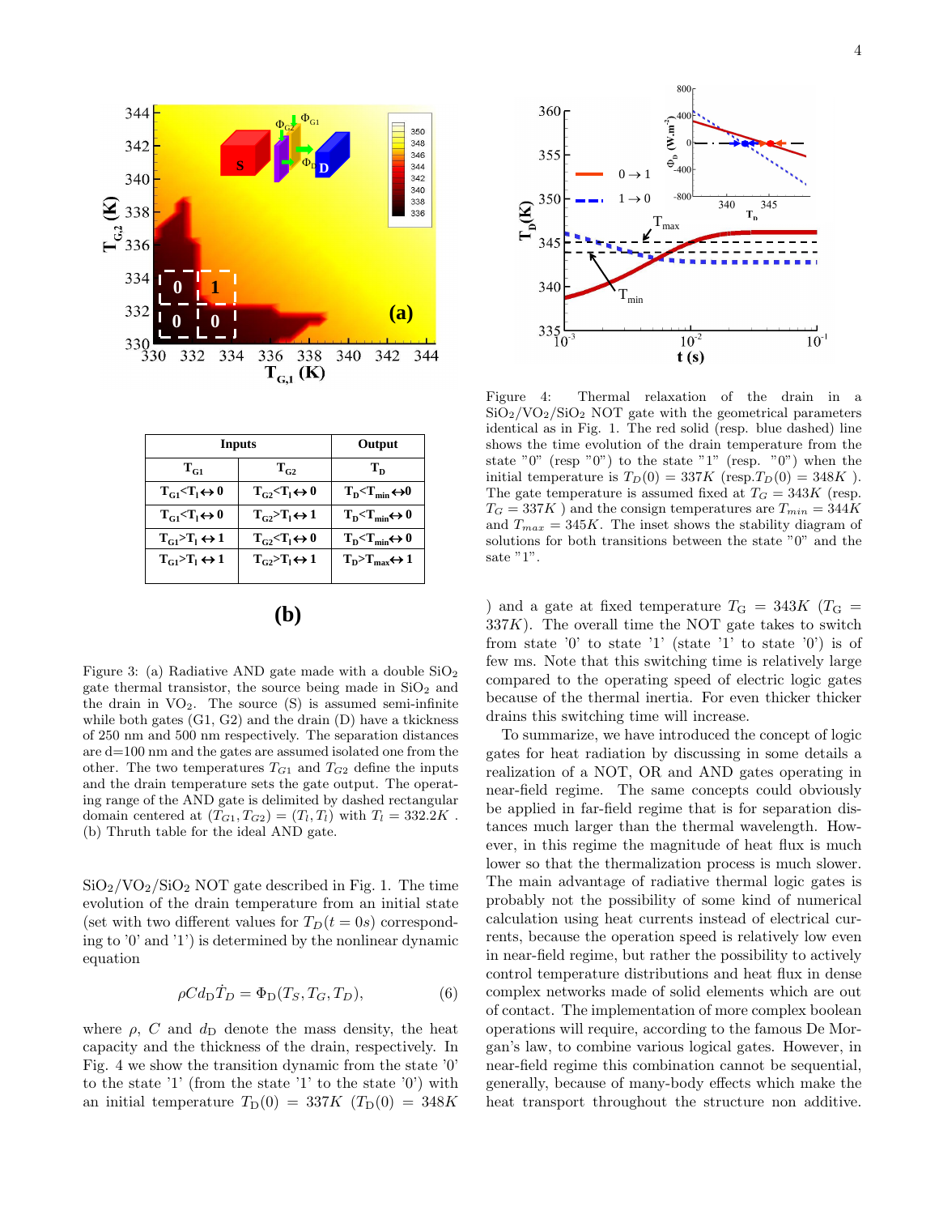| Inputs | | Output |
|---|---|---|
| $T_{G1}$ | $T_{G2}$ | $T_D$ |
| $T_{G1}<T_l \leftrightarrow 0$ | $T_{G2}<T_l \leftrightarrow 0$ | $T_D<T_{min} \leftrightarrow 0$ |
| $T_{G1}<T_l \leftrightarrow 0$ | $T_{G2}>T_l \leftrightarrow 1$ | $T_D<T_{min} \leftrightarrow 0$ |
| $T_{G1}>T_l \leftrightarrow 1$ | $T_{G2}<T_l \leftrightarrow 0$ | $T_D<T_{min} \leftrightarrow 0$ |
| $T_{G1}>T_l \leftrightarrow 1$ | $T_{G2}>T_l \leftrightarrow 1$ | $T_D>T_{max} \leftrightarrow 1$ |

Figure 3: (a) Radiative AND gate made with a double $SiO_2$ gate thermal transistor, the source being made in $SiO_2$ and the drain in $VO_2$. The source (S) is assumed semi-infinite while both gates (G1, G2) and the drain (D) have a tkickness of 250 nm and 500 nm respectively. The separation distances are d=100 nm and the gates are assumed isolated one from the other. The two temperatures $T_{G1}$ and $T_{G2}$ define the inputs and the drain temperature sets the gate output. The operating range of the AND gate is delimited by dashed rectangular domain centered at $(T_{G1}, T_{G2}) = (T_l, T_l)$ with $T_l = 332.2K$ . (b) Thruth table for the ideal AND gate.

$SiO_2/VO_2/SiO_2$ NOT gate described in Fig. 1. The time evolution of the drain temperature from an initial state (set with two different values for $T_D(t = 0s)$ corresponding to '0' and '1') is determined by the nonlinear dynamic equation

$$\rho C d_D \dot{T}_D = \Phi_D(T_S, T_G, T_D), \qquad (6)$$

where $\rho$, $C$ and $d_D$ denote the mass density, the heat capacity and the thickness of the drain, respectively. In Fig. 4 we show the transition dynamic from the state '0' to the state '1' (from the state '1' to the state '0') with an initial temperature $T_D(0) = 337K$ ($T_D(0) = 348K$ ) and a gate at fixed temperature $T_G = 343K$ ($T_G = 337K$). The overall time the NOT gate takes to switch from state '0' to state '1' (state '1' to state '0') is of few ms. Note that this switching time is relatively large compared to the operating speed of electric logic gates because of the thermal inertia. For even thicker thicker drains this switching time will increase.

Figure 4: Thermal relaxation of the drain in a $SiO_2/VO_2/SiO_2$ NOT gate with the geometrical parameters identical as in Fig. 1. The red solid (resp. blue dashed) line shows the time evolution of the drain temperature from the state "0" (resp "0") to the state "1" (resp. "0") when the initial temperature is $T_D(0) = 337K$ (resp.$T_D(0) = 348K$ ). The gate temperature is assumed fixed at $T_G = 343K$ (resp. $T_G = 337K$ ) and the consign temperatures are $T_{min} = 344K$ and $T_{max} = 345K$. The inset shows the stability diagram of solutions for both transitions between the state "0" and the sate "1".

To summarize, we have introduced the concept of logic gates for heat radiation by discussing in some details a realization of a NOT, OR and AND gates operating in near-field regime. The same concepts could obviously be applied in far-field regime that is for separation distances much larger than the thermal wavelength. However, in this regime the magnitude of heat flux is much lower so that the thermalization process is much slower. The main advantage of radiative thermal logic gates is probably not the possibility of some kind of numerical calculation using heat currents instead of electrical currents, because the operation speed is relatively low even in near-field regime, but rather the possibility to actively control temperature distributions and heat flux in dense complex networks made of solid elements which are out of contact. The implementation of more complex boolean operations will require, according to the famous De Morgan's law, to combine various logical gates. However, in near-field regime this combination cannot be sequential, generally, because of many-body effects which make the heat transport throughout the structure non additive.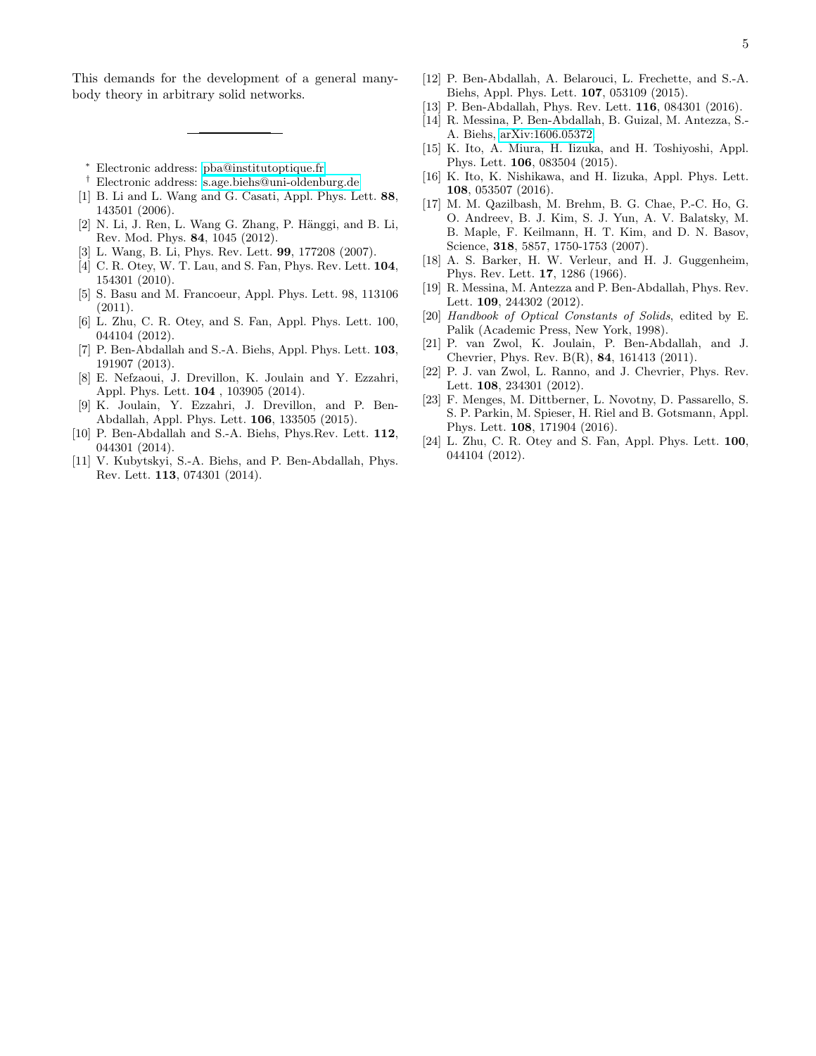This demands for the development of a general many-body theory in arbitrary solid networks.

---

* Electronic address: pba@institutoptique.fr

† Electronic address: s.age.biehs@uni-oldenburg.de

[1] B. Li and L. Wang and G. Casati, Appl. Phys. Lett. **88**, 143501 (2006).

[2] N. Li, J. Ren, L. Wang G. Zhang, P. Hänggi, and B. Li, Rev. Mod. Phys. **84**, 1045 (2012).

[3] L. Wang, B. Li, Phys. Rev. Lett. **99**, 177208 (2007).

[4] C. R. Otey, W. T. Lau, and S. Fan, Phys. Rev. Lett. **104**, 154301 (2010).

[5] S. Basu and M. Francoeur, Appl. Phys. Lett. 98, 113106 (2011).

[6] L. Zhu, C. R. Otey, and S. Fan, Appl. Phys. Lett. 100, 044104 (2012).

[7] P. Ben-Abdallah and S.-A. Biehs, Appl. Phys. Lett. **103**, 191907 (2013).

[8] E. Nefzaoui, J. Drevillon, K. Joulain and Y. Ezzahri, Appl. Phys. Lett. **104** , 103905 (2014).

[9] K. Joulain, Y. Ezzahri, J. Drevillon, and P. Ben-Abdallah, Appl. Phys. Lett. **106**, 133505 (2015).

[10] P. Ben-Abdallah and S.-A. Biehs, Phys.Rev. Lett. **112**, 044301 (2014).

[11] V. Kubytskyi, S.-A. Biehs, and P. Ben-Abdallah, Phys. Rev. Lett. **113**, 074301 (2014).

[12] P. Ben-Abdallah, A. Belarouci, L. Frechette, and S.-A. Biehs, Appl. Phys. Lett. **107**, 053109 (2015).

[13] P. Ben-Abdallah, Phys. Rev. Lett. **116**, 084301 (2016).

[14] R. Messina, P. Ben-Abdallah, B. Guizal, M. Antezza, S.-A. Biehs, arXiv:1606.05372

[15] K. Ito, A. Miura, H. Iizuka, and H. Toshiyoshi, Appl. Phys. Lett. **106**, 083504 (2015).

[16] K. Ito, K. Nishikawa, and H. Iizuka, Appl. Phys. Lett. **108**, 053507 (2016).

[17] M. M. Qazilbash, M. Brehm, B. G. Chae, P.-C. Ho, G. O. Andreev, B. J. Kim, S. J. Yun, A. V. Balatsky, M. B. Maple, F. Keilmann, H. T. Kim, and D. N. Basov, Science, **318**, 5857, 1750-1753 (2007).

[18] A. S. Barker, H. W. Verleur, and H. J. Guggenheim, Phys. Rev. Lett. **17**, 1286 (1966).

[19] R. Messina, M. Antezza and P. Ben-Abdallah, Phys. Rev. Lett. **109**, 244302 (2012).

[20] *Handbook of Optical Constants of Solids*, edited by E. Palik (Academic Press, New York, 1998).

[21] P. van Zwol, K. Joulain, P. Ben-Abdallah, and J. Chevrier, Phys. Rev. B(R), **84**, 161413 (2011).

[22] P. J. van Zwol, L. Ranno, and J. Chevrier, Phys. Rev. Lett. **108**, 234301 (2012).

[23] F. Menges, M. Dittberner, L. Novotny, D. Passarello, S. S. P. Parkin, M. Spieser, H. Riel and B. Gotsmann, Appl. Phys. Lett. **108**, 171904 (2016).

[24] L. Zhu, C. R. Otey and S. Fan, Appl. Phys. Lett. **100**, 044104 (2012).